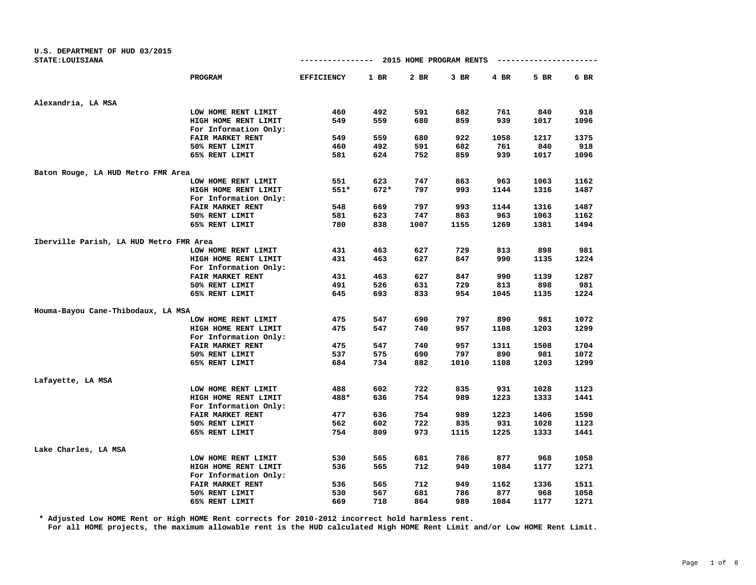U.S. DEPARTMENT OF HUD 03/2015
STATE:LOUISIANA

## 2015 HOME PROGRAM RENTS

| | PROGRAM | EFFICIENCY | 1 BR | 2 BR | 3 BR | 4 BR | 5 BR | 6 BR |
|---|---|---|---|---|---|---|---|---|
| Alexandria, LA MSA | | | | | | | | |
| | LOW HOME RENT LIMIT | 460 | 492 | 591 | 682 | 761 | 840 | 918 |
| | HIGH HOME RENT LIMIT | 549 | 559 | 680 | 859 | 939 | 1017 | 1096 |
| | For Information Only: | | | | | | | |
| | FAIR MARKET RENT | 549 | 559 | 680 | 922 | 1058 | 1217 | 1375 |
| | 50% RENT LIMIT | 460 | 492 | 591 | 682 | 761 | 840 | 918 |
| | 65% RENT LIMIT | 581 | 624 | 752 | 859 | 939 | 1017 | 1096 |
| Baton Rouge, LA HUD Metro FMR Area | | | | | | | | |
| | LOW HOME RENT LIMIT | 551 | 623 | 747 | 863 | 963 | 1063 | 1162 |
| | HIGH HOME RENT LIMIT | 551* | 672* | 797 | 993 | 1144 | 1316 | 1487 |
| | For Information Only: | | | | | | | |
| | FAIR MARKET RENT | 548 | 669 | 797 | 993 | 1144 | 1316 | 1487 |
| | 50% RENT LIMIT | 581 | 623 | 747 | 863 | 963 | 1063 | 1162 |
| | 65% RENT LIMIT | 780 | 838 | 1007 | 1155 | 1269 | 1381 | 1494 |
| Iberville Parish, LA HUD Metro FMR Area | | | | | | | | |
| | LOW HOME RENT LIMIT | 431 | 463 | 627 | 729 | 813 | 898 | 981 |
| | HIGH HOME RENT LIMIT | 431 | 463 | 627 | 847 | 990 | 1135 | 1224 |
| | For Information Only: | | | | | | | |
| | FAIR MARKET RENT | 431 | 463 | 627 | 847 | 990 | 1139 | 1287 |
| | 50% RENT LIMIT | 491 | 526 | 631 | 729 | 813 | 898 | 981 |
| | 65% RENT LIMIT | 645 | 693 | 833 | 954 | 1045 | 1135 | 1224 |
| Houma-Bayou Cane-Thibodaux, LA MSA | | | | | | | | |
| | LOW HOME RENT LIMIT | 475 | 547 | 690 | 797 | 890 | 981 | 1072 |
| | HIGH HOME RENT LIMIT | 475 | 547 | 740 | 957 | 1108 | 1203 | 1299 |
| | For Information Only: | | | | | | | |
| | FAIR MARKET RENT | 475 | 547 | 740 | 957 | 1311 | 1508 | 1704 |
| | 50% RENT LIMIT | 537 | 575 | 690 | 797 | 890 | 981 | 1072 |
| | 65% RENT LIMIT | 684 | 734 | 882 | 1010 | 1108 | 1203 | 1299 |
| Lafayette, LA MSA | | | | | | | | |
| | LOW HOME RENT LIMIT | 488 | 602 | 722 | 835 | 931 | 1028 | 1123 |
| | HIGH HOME RENT LIMIT | 488* | 636 | 754 | 989 | 1223 | 1333 | 1441 |
| | For Information Only: | | | | | | | |
| | FAIR MARKET RENT | 477 | 636 | 754 | 989 | 1223 | 1406 | 1590 |
| | 50% RENT LIMIT | 562 | 602 | 722 | 835 | 931 | 1028 | 1123 |
| | 65% RENT LIMIT | 754 | 809 | 973 | 1115 | 1225 | 1333 | 1441 |
| Lake Charles, LA MSA | | | | | | | | |
| | LOW HOME RENT LIMIT | 530 | 565 | 681 | 786 | 877 | 968 | 1058 |
| | HIGH HOME RENT LIMIT | 536 | 565 | 712 | 949 | 1084 | 1177 | 1271 |
| | For Information Only: | | | | | | | |
| | FAIR MARKET RENT | 536 | 565 | 712 | 949 | 1162 | 1336 | 1511 |
| | 50% RENT LIMIT | 530 | 567 | 681 | 786 | 877 | 968 | 1058 |
| | 65% RENT LIMIT | 669 | 718 | 864 | 989 | 1084 | 1177 | 1271 |

\* Adjusted Low HOME Rent or High HOME Rent corrects for 2010-2012 incorrect hold harmless rent.
For all HOME projects, the maximum allowable rent is the HUD calculated High HOME Rent Limit and/or Low HOME Rent Limit.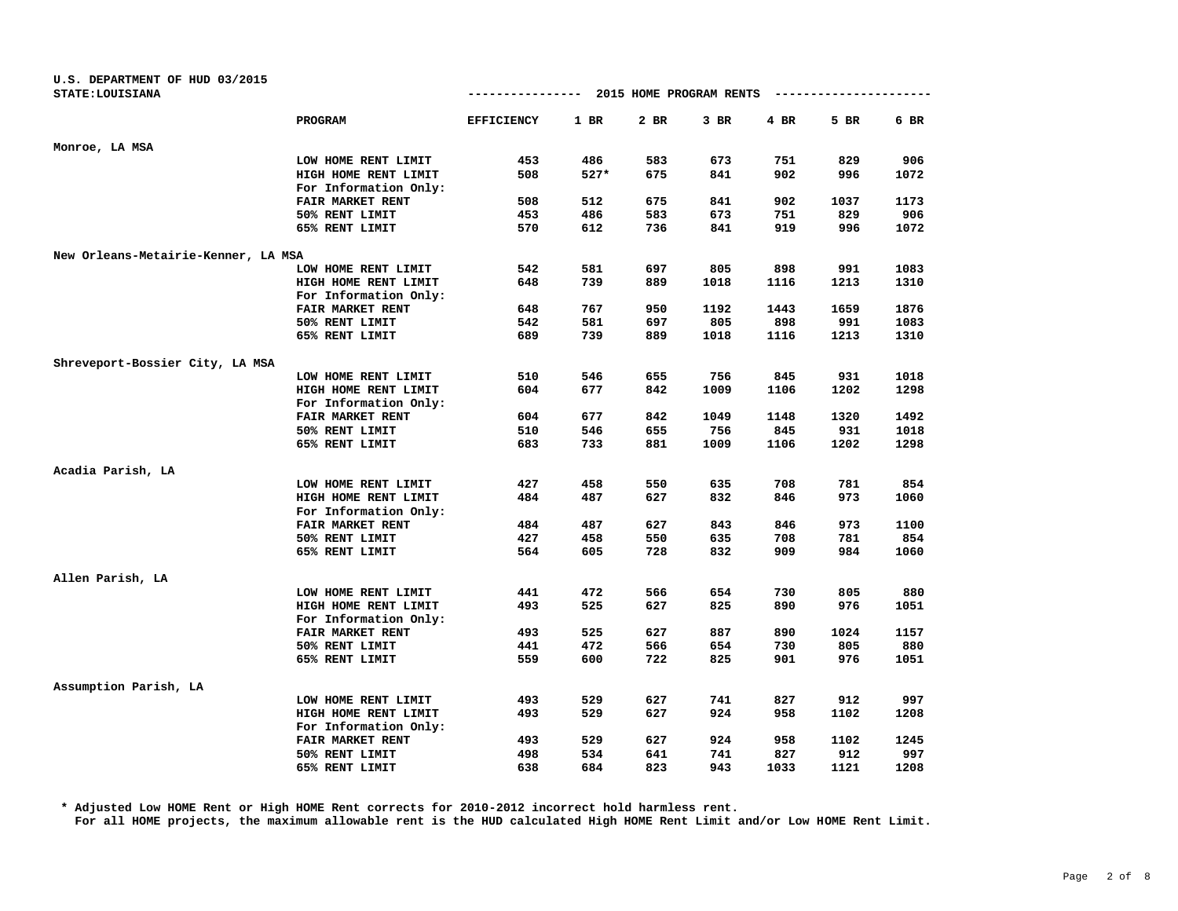U.S. DEPARTMENT OF HUD 03/2015
STATE:LOUISIANA

2015 HOME PROGRAM RENTS

| | PROGRAM | EFFICIENCY | 1 BR | 2 BR | 3 BR | 4 BR | 5 BR | 6 BR |
|---|---|---|---|---|---|---|---|---|
| Monroe, LA MSA | | | | | | | | |
| | LOW HOME RENT LIMIT | 453 | 486 | 583 | 673 | 751 | 829 | 906 |
| | HIGH HOME RENT LIMIT | 508 | 527* | 675 | 841 | 902 | 996 | 1072 |
| | For Information Only: | | | | | | | |
| | FAIR MARKET RENT | 508 | 512 | 675 | 841 | 902 | 1037 | 1173 |
| | 50% RENT LIMIT | 453 | 486 | 583 | 673 | 751 | 829 | 906 |
| | 65% RENT LIMIT | 570 | 612 | 736 | 841 | 919 | 996 | 1072 |
| New Orleans-Metairie-Kenner, LA MSA | | | | | | | | |
| | LOW HOME RENT LIMIT | 542 | 581 | 697 | 805 | 898 | 991 | 1083 |
| | HIGH HOME RENT LIMIT | 648 | 739 | 889 | 1018 | 1116 | 1213 | 1310 |
| | For Information Only: | | | | | | | |
| | FAIR MARKET RENT | 648 | 767 | 950 | 1192 | 1443 | 1659 | 1876 |
| | 50% RENT LIMIT | 542 | 581 | 697 | 805 | 898 | 991 | 1083 |
| | 65% RENT LIMIT | 689 | 739 | 889 | 1018 | 1116 | 1213 | 1310 |
| Shreveport-Bossier City, LA MSA | | | | | | | | |
| | LOW HOME RENT LIMIT | 510 | 546 | 655 | 756 | 845 | 931 | 1018 |
| | HIGH HOME RENT LIMIT | 604 | 677 | 842 | 1009 | 1106 | 1202 | 1298 |
| | For Information Only: | | | | | | | |
| | FAIR MARKET RENT | 604 | 677 | 842 | 1049 | 1148 | 1320 | 1492 |
| | 50% RENT LIMIT | 510 | 546 | 655 | 756 | 845 | 931 | 1018 |
| | 65% RENT LIMIT | 683 | 733 | 881 | 1009 | 1106 | 1202 | 1298 |
| Acadia Parish, LA | | | | | | | | |
| | LOW HOME RENT LIMIT | 427 | 458 | 550 | 635 | 708 | 781 | 854 |
| | HIGH HOME RENT LIMIT | 484 | 487 | 627 | 832 | 846 | 973 | 1060 |
| | For Information Only: | | | | | | | |
| | FAIR MARKET RENT | 484 | 487 | 627 | 843 | 846 | 973 | 1100 |
| | 50% RENT LIMIT | 427 | 458 | 550 | 635 | 708 | 781 | 854 |
| | 65% RENT LIMIT | 564 | 605 | 728 | 832 | 909 | 984 | 1060 |
| Allen Parish, LA | | | | | | | | |
| | LOW HOME RENT LIMIT | 441 | 472 | 566 | 654 | 730 | 805 | 880 |
| | HIGH HOME RENT LIMIT | 493 | 525 | 627 | 825 | 890 | 976 | 1051 |
| | For Information Only: | | | | | | | |
| | FAIR MARKET RENT | 493 | 525 | 627 | 887 | 890 | 1024 | 1157 |
| | 50% RENT LIMIT | 441 | 472 | 566 | 654 | 730 | 805 | 880 |
| | 65% RENT LIMIT | 559 | 600 | 722 | 825 | 901 | 976 | 1051 |
| Assumption Parish, LA | | | | | | | | |
| | LOW HOME RENT LIMIT | 493 | 529 | 627 | 741 | 827 | 912 | 997 |
| | HIGH HOME RENT LIMIT | 493 | 529 | 627 | 924 | 958 | 1102 | 1208 |
| | For Information Only: | | | | | | | |
| | FAIR MARKET RENT | 493 | 529 | 627 | 924 | 958 | 1102 | 1245 |
| | 50% RENT LIMIT | 498 | 534 | 641 | 741 | 827 | 912 | 997 |
| | 65% RENT LIMIT | 638 | 684 | 823 | 943 | 1033 | 1121 | 1208 |

* Adjusted Low HOME Rent or High HOME Rent corrects for 2010-2012 incorrect hold harmless rent.
For all HOME projects, the maximum allowable rent is the HUD calculated High HOME Rent Limit and/or Low HOME Rent Limit.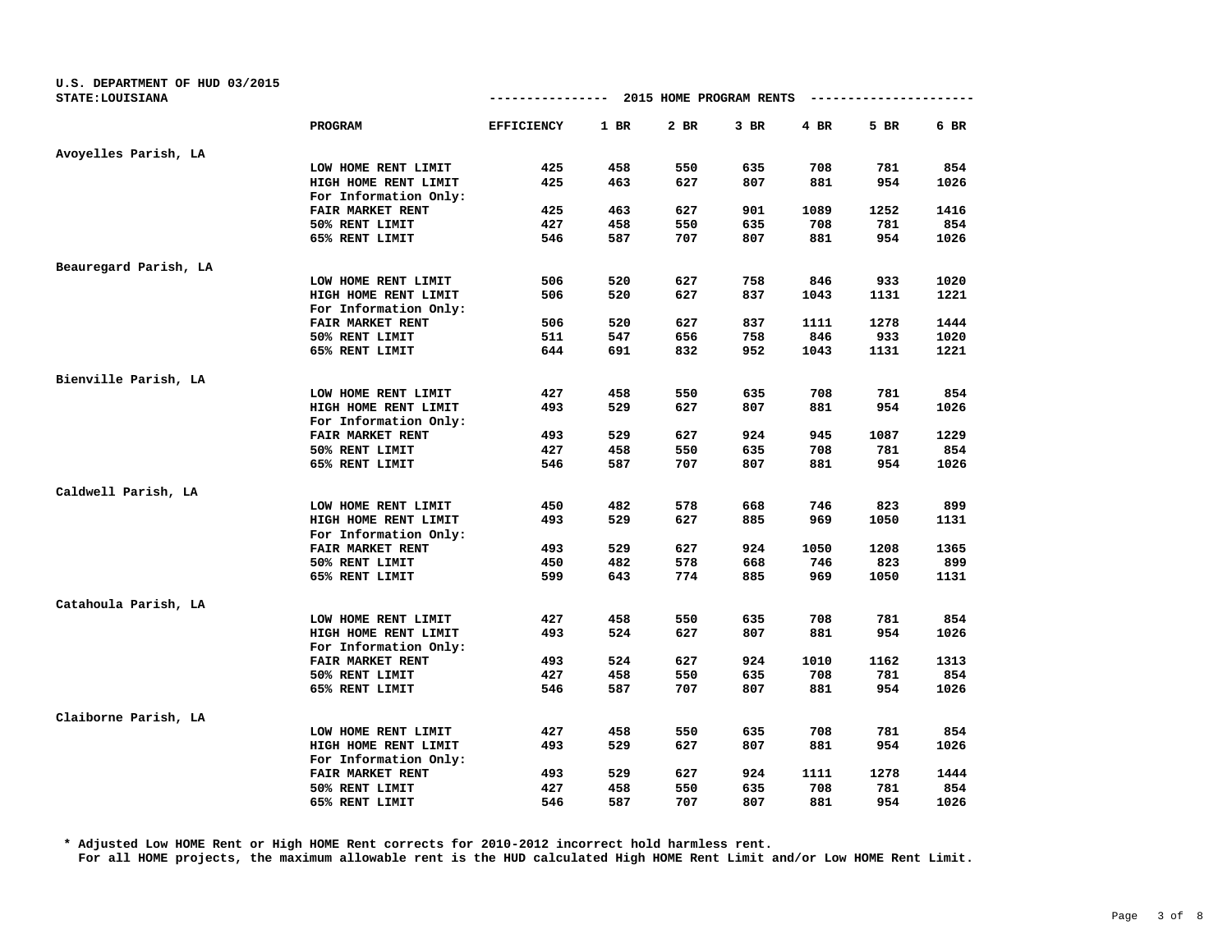U.S. DEPARTMENT OF HUD 03/2015
STATE:LOUISIANA

## 2015 HOME PROGRAM RENTS

| | PROGRAM | EFFICIENCY | 1 BR | 2 BR | 3 BR | 4 BR | 5 BR | 6 BR |
|---|---|---|---|---|---|---|---|---|
| Avoyelles Parish, LA | | | | | | | | |
| | LOW HOME RENT LIMIT | 425 | 458 | 550 | 635 | 708 | 781 | 854 |
| | HIGH HOME RENT LIMIT | 425 | 463 | 627 | 807 | 881 | 954 | 1026 |
| | For Information Only: | | | | | | | |
| | FAIR MARKET RENT | 425 | 463 | 627 | 901 | 1089 | 1252 | 1416 |
| | 50% RENT LIMIT | 427 | 458 | 550 | 635 | 708 | 781 | 854 |
| | 65% RENT LIMIT | 546 | 587 | 707 | 807 | 881 | 954 | 1026 |
| Beauregard Parish, LA | | | | | | | | |
| | LOW HOME RENT LIMIT | 506 | 520 | 627 | 758 | 846 | 933 | 1020 |
| | HIGH HOME RENT LIMIT | 506 | 520 | 627 | 837 | 1043 | 1131 | 1221 |
| | For Information Only: | | | | | | | |
| | FAIR MARKET RENT | 506 | 520 | 627 | 837 | 1111 | 1278 | 1444 |
| | 50% RENT LIMIT | 511 | 547 | 656 | 758 | 846 | 933 | 1020 |
| | 65% RENT LIMIT | 644 | 691 | 832 | 952 | 1043 | 1131 | 1221 |
| Bienville Parish, LA | | | | | | | | |
| | LOW HOME RENT LIMIT | 427 | 458 | 550 | 635 | 708 | 781 | 854 |
| | HIGH HOME RENT LIMIT | 493 | 529 | 627 | 807 | 881 | 954 | 1026 |
| | For Information Only: | | | | | | | |
| | FAIR MARKET RENT | 493 | 529 | 627 | 924 | 945 | 1087 | 1229 |
| | 50% RENT LIMIT | 427 | 458 | 550 | 635 | 708 | 781 | 854 |
| | 65% RENT LIMIT | 546 | 587 | 707 | 807 | 881 | 954 | 1026 |
| Caldwell Parish, LA | | | | | | | | |
| | LOW HOME RENT LIMIT | 450 | 482 | 578 | 668 | 746 | 823 | 899 |
| | HIGH HOME RENT LIMIT | 493 | 529 | 627 | 885 | 969 | 1050 | 1131 |
| | For Information Only: | | | | | | | |
| | FAIR MARKET RENT | 493 | 529 | 627 | 924 | 1050 | 1208 | 1365 |
| | 50% RENT LIMIT | 450 | 482 | 578 | 668 | 746 | 823 | 899 |
| | 65% RENT LIMIT | 599 | 643 | 774 | 885 | 969 | 1050 | 1131 |
| Catahoula Parish, LA | | | | | | | | |
| | LOW HOME RENT LIMIT | 427 | 458 | 550 | 635 | 708 | 781 | 854 |
| | HIGH HOME RENT LIMIT | 493 | 524 | 627 | 807 | 881 | 954 | 1026 |
| | For Information Only: | | | | | | | |
| | FAIR MARKET RENT | 493 | 524 | 627 | 924 | 1010 | 1162 | 1313 |
| | 50% RENT LIMIT | 427 | 458 | 550 | 635 | 708 | 781 | 854 |
| | 65% RENT LIMIT | 546 | 587 | 707 | 807 | 881 | 954 | 1026 |
| Claiborne Parish, LA | | | | | | | | |
| | LOW HOME RENT LIMIT | 427 | 458 | 550 | 635 | 708 | 781 | 854 |
| | HIGH HOME RENT LIMIT | 493 | 529 | 627 | 807 | 881 | 954 | 1026 |
| | For Information Only: | | | | | | | |
| | FAIR MARKET RENT | 493 | 529 | 627 | 924 | 1111 | 1278 | 1444 |
| | 50% RENT LIMIT | 427 | 458 | 550 | 635 | 708 | 781 | 854 |
| | 65% RENT LIMIT | 546 | 587 | 707 | 807 | 881 | 954 | 1026 |

* Adjusted Low HOME Rent or High HOME Rent corrects for 2010-2012 incorrect hold harmless rent.
  For all HOME projects, the maximum allowable rent is the HUD calculated High HOME Rent Limit and/or Low HOME Rent Limit.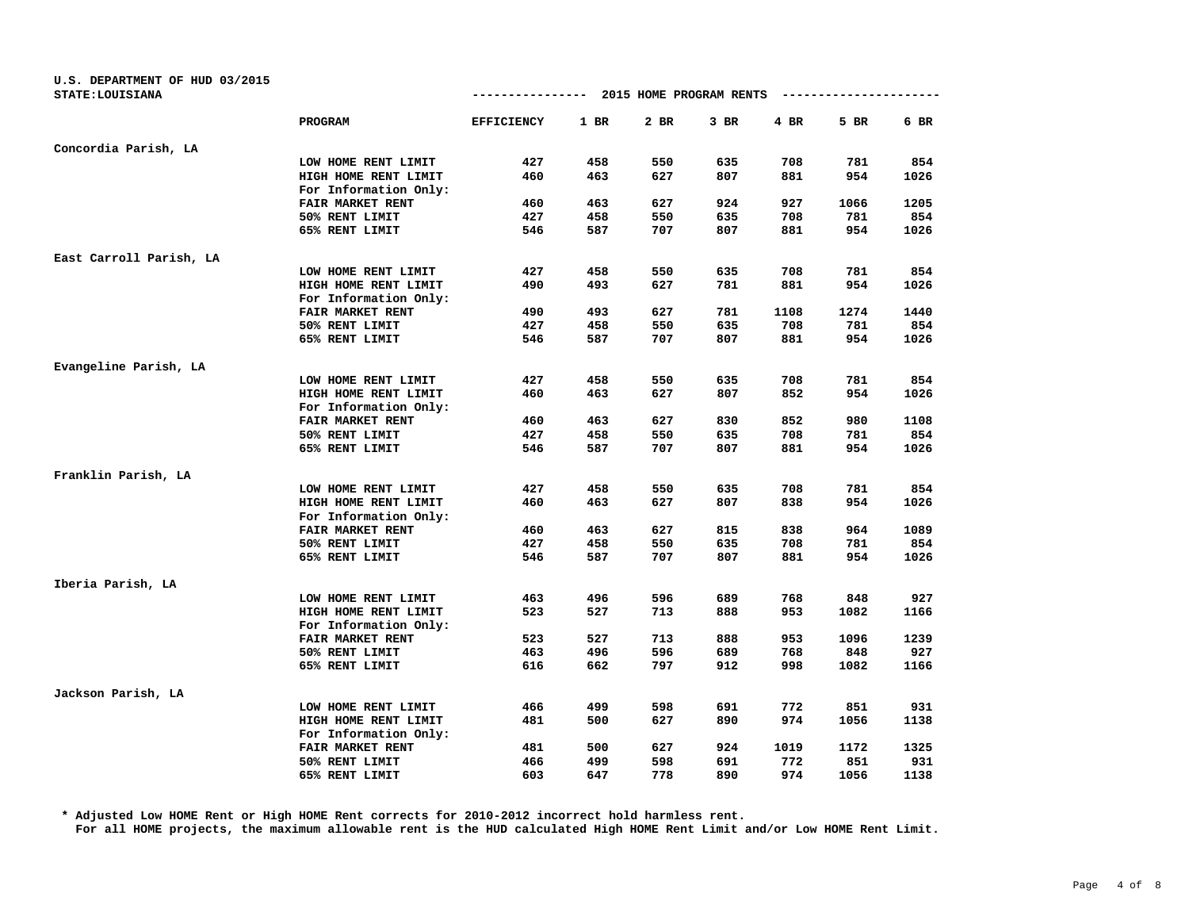U.S. DEPARTMENT OF HUD 03/2015
STATE:LOUISIANA

2015 HOME PROGRAM RENTS

| | PROGRAM | EFFICIENCY | 1 BR | 2 BR | 3 BR | 4 BR | 5 BR | 6 BR |
|---|---|---|---|---|---|---|---|---|
| Concordia Parish, LA | | | | | | | | |
| | LOW HOME RENT LIMIT | 427 | 458 | 550 | 635 | 708 | 781 | 854 |
| | HIGH HOME RENT LIMIT | 460 | 463 | 627 | 807 | 881 | 954 | 1026 |
| | For Information Only: | | | | | | | |
| | FAIR MARKET RENT | 460 | 463 | 627 | 924 | 927 | 1066 | 1205 |
| | 50% RENT LIMIT | 427 | 458 | 550 | 635 | 708 | 781 | 854 |
| | 65% RENT LIMIT | 546 | 587 | 707 | 807 | 881 | 954 | 1026 |
| East Carroll Parish, LA | | | | | | | | |
| | LOW HOME RENT LIMIT | 427 | 458 | 550 | 635 | 708 | 781 | 854 |
| | HIGH HOME RENT LIMIT | 490 | 493 | 627 | 781 | 881 | 954 | 1026 |
| | For Information Only: | | | | | | | |
| | FAIR MARKET RENT | 490 | 493 | 627 | 781 | 1108 | 1274 | 1440 |
| | 50% RENT LIMIT | 427 | 458 | 550 | 635 | 708 | 781 | 854 |
| | 65% RENT LIMIT | 546 | 587 | 707 | 807 | 881 | 954 | 1026 |
| Evangeline Parish, LA | | | | | | | | |
| | LOW HOME RENT LIMIT | 427 | 458 | 550 | 635 | 708 | 781 | 854 |
| | HIGH HOME RENT LIMIT | 460 | 463 | 627 | 807 | 852 | 954 | 1026 |
| | For Information Only: | | | | | | | |
| | FAIR MARKET RENT | 460 | 463 | 627 | 830 | 852 | 980 | 1108 |
| | 50% RENT LIMIT | 427 | 458 | 550 | 635 | 708 | 781 | 854 |
| | 65% RENT LIMIT | 546 | 587 | 707 | 807 | 881 | 954 | 1026 |
| Franklin Parish, LA | | | | | | | | |
| | LOW HOME RENT LIMIT | 427 | 458 | 550 | 635 | 708 | 781 | 854 |
| | HIGH HOME RENT LIMIT | 460 | 463 | 627 | 807 | 838 | 954 | 1026 |
| | For Information Only: | | | | | | | |
| | FAIR MARKET RENT | 460 | 463 | 627 | 815 | 838 | 964 | 1089 |
| | 50% RENT LIMIT | 427 | 458 | 550 | 635 | 708 | 781 | 854 |
| | 65% RENT LIMIT | 546 | 587 | 707 | 807 | 881 | 954 | 1026 |
| Iberia Parish, LA | | | | | | | | |
| | LOW HOME RENT LIMIT | 463 | 496 | 596 | 689 | 768 | 848 | 927 |
| | HIGH HOME RENT LIMIT | 523 | 527 | 713 | 888 | 953 | 1082 | 1166 |
| | For Information Only: | | | | | | | |
| | FAIR MARKET RENT | 523 | 527 | 713 | 888 | 953 | 1096 | 1239 |
| | 50% RENT LIMIT | 463 | 496 | 596 | 689 | 768 | 848 | 927 |
| | 65% RENT LIMIT | 616 | 662 | 797 | 912 | 998 | 1082 | 1166 |
| Jackson Parish, LA | | | | | | | | |
| | LOW HOME RENT LIMIT | 466 | 499 | 598 | 691 | 772 | 851 | 931 |
| | HIGH HOME RENT LIMIT | 481 | 500 | 627 | 890 | 974 | 1056 | 1138 |
| | For Information Only: | | | | | | | |
| | FAIR MARKET RENT | 481 | 500 | 627 | 924 | 1019 | 1172 | 1325 |
| | 50% RENT LIMIT | 466 | 499 | 598 | 691 | 772 | 851 | 931 |
| | 65% RENT LIMIT | 603 | 647 | 778 | 890 | 974 | 1056 | 1138 |

* Adjusted Low HOME Rent or High HOME Rent corrects for 2010-2012 incorrect hold harmless rent.
For all HOME projects, the maximum allowable rent is the HUD calculated High HOME Rent Limit and/or Low HOME Rent Limit.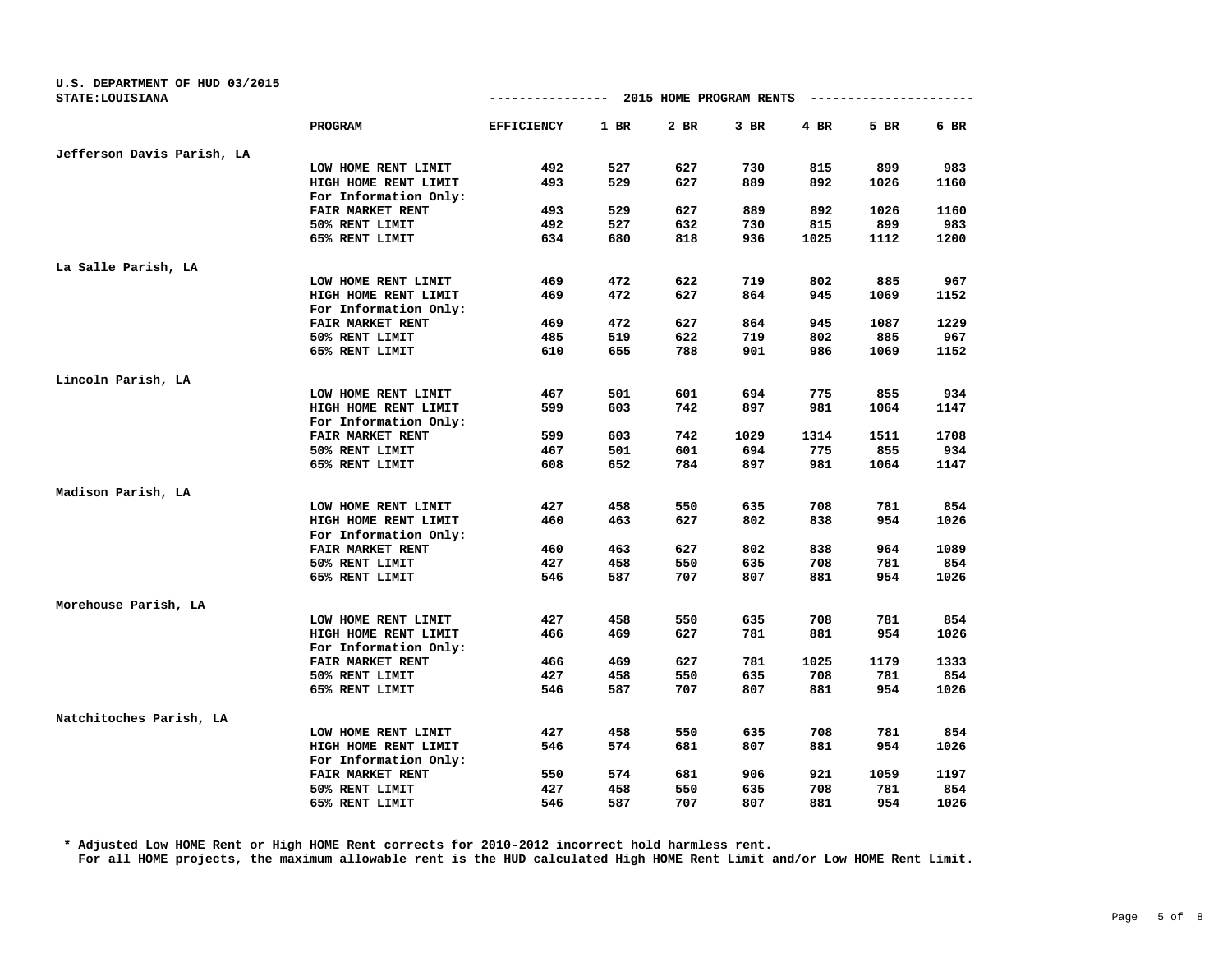U.S. DEPARTMENT OF HUD 03/2015
STATE:LOUISIANA

2015 HOME PROGRAM RENTS

| | PROGRAM | EFFICIENCY | 1 BR | 2 BR | 3 BR | 4 BR | 5 BR | 6 BR |
|---|---|---|---|---|---|---|---|---|
| **Jefferson Davis Parish, LA** | | | | | | | | |
| | LOW HOME RENT LIMIT | 492 | 527 | 627 | 730 | 815 | 899 | 983 |
| | HIGH HOME RENT LIMIT | 493 | 529 | 627 | 889 | 892 | 1026 | 1160 |
| | For Information Only: | | | | | | | |
| | FAIR MARKET RENT | 493 | 529 | 627 | 889 | 892 | 1026 | 1160 |
| | 50% RENT LIMIT | 492 | 527 | 632 | 730 | 815 | 899 | 983 |
| | 65% RENT LIMIT | 634 | 680 | 818 | 936 | 1025 | 1112 | 1200 |
| **La Salle Parish, LA** | | | | | | | | |
| | LOW HOME RENT LIMIT | 469 | 472 | 622 | 719 | 802 | 885 | 967 |
| | HIGH HOME RENT LIMIT | 469 | 472 | 627 | 864 | 945 | 1069 | 1152 |
| | For Information Only: | | | | | | | |
| | FAIR MARKET RENT | 469 | 472 | 627 | 864 | 945 | 1087 | 1229 |
| | 50% RENT LIMIT | 485 | 519 | 622 | 719 | 802 | 885 | 967 |
| | 65% RENT LIMIT | 610 | 655 | 788 | 901 | 986 | 1069 | 1152 |
| **Lincoln Parish, LA** | | | | | | | | |
| | LOW HOME RENT LIMIT | 467 | 501 | 601 | 694 | 775 | 855 | 934 |
| | HIGH HOME RENT LIMIT | 599 | 603 | 742 | 897 | 981 | 1064 | 1147 |
| | For Information Only: | | | | | | | |
| | FAIR MARKET RENT | 599 | 603 | 742 | 1029 | 1314 | 1511 | 1708 |
| | 50% RENT LIMIT | 467 | 501 | 601 | 694 | 775 | 855 | 934 |
| | 65% RENT LIMIT | 608 | 652 | 784 | 897 | 981 | 1064 | 1147 |
| **Madison Parish, LA** | | | | | | | | |
| | LOW HOME RENT LIMIT | 427 | 458 | 550 | 635 | 708 | 781 | 854 |
| | HIGH HOME RENT LIMIT | 460 | 463 | 627 | 802 | 838 | 954 | 1026 |
| | For Information Only: | | | | | | | |
| | FAIR MARKET RENT | 460 | 463 | 627 | 802 | 838 | 964 | 1089 |
| | 50% RENT LIMIT | 427 | 458 | 550 | 635 | 708 | 781 | 854 |
| | 65% RENT LIMIT | 546 | 587 | 707 | 807 | 881 | 954 | 1026 |
| **Morehouse Parish, LA** | | | | | | | | |
| | LOW HOME RENT LIMIT | 427 | 458 | 550 | 635 | 708 | 781 | 854 |
| | HIGH HOME RENT LIMIT | 466 | 469 | 627 | 781 | 881 | 954 | 1026 |
| | For Information Only: | | | | | | | |
| | FAIR MARKET RENT | 466 | 469 | 627 | 781 | 1025 | 1179 | 1333 |
| | 50% RENT LIMIT | 427 | 458 | 550 | 635 | 708 | 781 | 854 |
| | 65% RENT LIMIT | 546 | 587 | 707 | 807 | 881 | 954 | 1026 |
| **Natchitoches Parish, LA** | | | | | | | | |
| | LOW HOME RENT LIMIT | 427 | 458 | 550 | 635 | 708 | 781 | 854 |
| | HIGH HOME RENT LIMIT | 546 | 574 | 681 | 807 | 881 | 954 | 1026 |
| | For Information Only: | | | | | | | |
| | FAIR MARKET RENT | 550 | 574 | 681 | 906 | 921 | 1059 | 1197 |
| | 50% RENT LIMIT | 427 | 458 | 550 | 635 | 708 | 781 | 854 |
| | 65% RENT LIMIT | 546 | 587 | 707 | 807 | 881 | 954 | 1026 |

\* Adjusted Low HOME Rent or High HOME Rent corrects for 2010-2012 incorrect hold harmless rent.
For all HOME projects, the maximum allowable rent is the HUD calculated High HOME Rent Limit and/or Low HOME Rent Limit.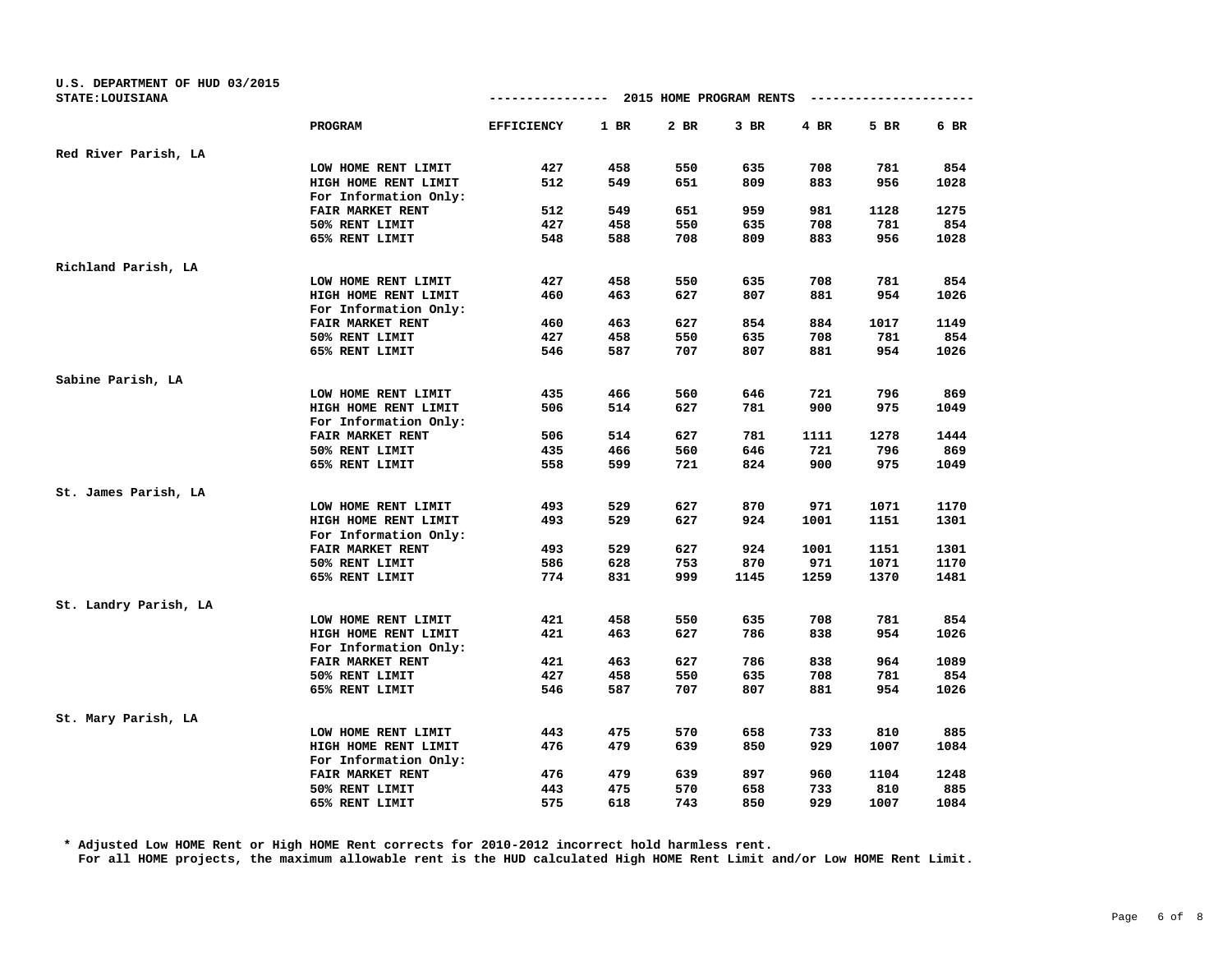U.S. DEPARTMENT OF HUD 03/2015
STATE:LOUISIANA

2015 HOME PROGRAM RENTS

| | PROGRAM | EFFICIENCY | 1 BR | 2 BR | 3 BR | 4 BR | 5 BR | 6 BR |
|---|---|---|---|---|---|---|---|---|
| Red River Parish, LA | | | | | | | | |
| | LOW HOME RENT LIMIT | 427 | 458 | 550 | 635 | 708 | 781 | 854 |
| | HIGH HOME RENT LIMIT | 512 | 549 | 651 | 809 | 883 | 956 | 1028 |
| | For Information Only: | | | | | | | |
| | FAIR MARKET RENT | 512 | 549 | 651 | 959 | 981 | 1128 | 1275 |
| | 50% RENT LIMIT | 427 | 458 | 550 | 635 | 708 | 781 | 854 |
| | 65% RENT LIMIT | 548 | 588 | 708 | 809 | 883 | 956 | 1028 |
| Richland Parish, LA | | | | | | | | |
| | LOW HOME RENT LIMIT | 427 | 458 | 550 | 635 | 708 | 781 | 854 |
| | HIGH HOME RENT LIMIT | 460 | 463 | 627 | 807 | 881 | 954 | 1026 |
| | For Information Only: | | | | | | | |
| | FAIR MARKET RENT | 460 | 463 | 627 | 854 | 884 | 1017 | 1149 |
| | 50% RENT LIMIT | 427 | 458 | 550 | 635 | 708 | 781 | 854 |
| | 65% RENT LIMIT | 546 | 587 | 707 | 807 | 881 | 954 | 1026 |
| Sabine Parish, LA | | | | | | | | |
| | LOW HOME RENT LIMIT | 435 | 466 | 560 | 646 | 721 | 796 | 869 |
| | HIGH HOME RENT LIMIT | 506 | 514 | 627 | 781 | 900 | 975 | 1049 |
| | For Information Only: | | | | | | | |
| | FAIR MARKET RENT | 506 | 514 | 627 | 781 | 1111 | 1278 | 1444 |
| | 50% RENT LIMIT | 435 | 466 | 560 | 646 | 721 | 796 | 869 |
| | 65% RENT LIMIT | 558 | 599 | 721 | 824 | 900 | 975 | 1049 |
| St. James Parish, LA | | | | | | | | |
| | LOW HOME RENT LIMIT | 493 | 529 | 627 | 870 | 971 | 1071 | 1170 |
| | HIGH HOME RENT LIMIT | 493 | 529 | 627 | 924 | 1001 | 1151 | 1301 |
| | For Information Only: | | | | | | | |
| | FAIR MARKET RENT | 493 | 529 | 627 | 924 | 1001 | 1151 | 1301 |
| | 50% RENT LIMIT | 586 | 628 | 753 | 870 | 971 | 1071 | 1170 |
| | 65% RENT LIMIT | 774 | 831 | 999 | 1145 | 1259 | 1370 | 1481 |
| St. Landry Parish, LA | | | | | | | | |
| | LOW HOME RENT LIMIT | 421 | 458 | 550 | 635 | 708 | 781 | 854 |
| | HIGH HOME RENT LIMIT | 421 | 463 | 627 | 786 | 838 | 954 | 1026 |
| | For Information Only: | | | | | | | |
| | FAIR MARKET RENT | 421 | 463 | 627 | 786 | 838 | 964 | 1089 |
| | 50% RENT LIMIT | 427 | 458 | 550 | 635 | 708 | 781 | 854 |
| | 65% RENT LIMIT | 546 | 587 | 707 | 807 | 881 | 954 | 1026 |
| St. Mary Parish, LA | | | | | | | | |
| | LOW HOME RENT LIMIT | 443 | 475 | 570 | 658 | 733 | 810 | 885 |
| | HIGH HOME RENT LIMIT | 476 | 479 | 639 | 850 | 929 | 1007 | 1084 |
| | For Information Only: | | | | | | | |
| | FAIR MARKET RENT | 476 | 479 | 639 | 897 | 960 | 1104 | 1248 |
| | 50% RENT LIMIT | 443 | 475 | 570 | 658 | 733 | 810 | 885 |
| | 65% RENT LIMIT | 575 | 618 | 743 | 850 | 929 | 1007 | 1084 |

\* Adjusted Low HOME Rent or High HOME Rent corrects for 2010-2012 incorrect hold harmless rent.
For all HOME projects, the maximum allowable rent is the HUD calculated High HOME Rent Limit and/or Low HOME Rent Limit.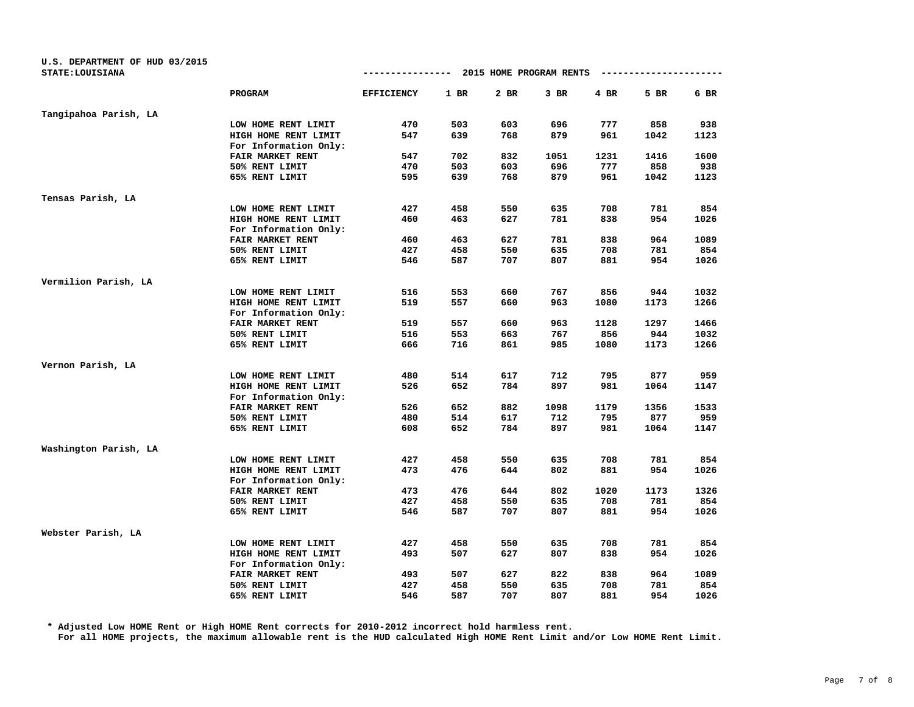U.S. DEPARTMENT OF HUD 03/2015
STATE:LOUISIANA

2015 HOME PROGRAM RENTS

| | PROGRAM | EFFICIENCY | 1 BR | 2 BR | 3 BR | 4 BR | 5 BR | 6 BR |
|---|---|---|---|---|---|---|---|---|
| Tangipahoa Parish, LA | | | | | | | | |
| | LOW HOME RENT LIMIT | 470 | 503 | 603 | 696 | 777 | 858 | 938 |
| | HIGH HOME RENT LIMIT | 547 | 639 | 768 | 879 | 961 | 1042 | 1123 |
| | For Information Only: | | | | | | | |
| | FAIR MARKET RENT | 547 | 702 | 832 | 1051 | 1231 | 1416 | 1600 |
| | 50% RENT LIMIT | 470 | 503 | 603 | 696 | 777 | 858 | 938 |
| | 65% RENT LIMIT | 595 | 639 | 768 | 879 | 961 | 1042 | 1123 |
| Tensas Parish, LA | | | | | | | | |
| | LOW HOME RENT LIMIT | 427 | 458 | 550 | 635 | 708 | 781 | 854 |
| | HIGH HOME RENT LIMIT | 460 | 463 | 627 | 781 | 838 | 954 | 1026 |
| | For Information Only: | | | | | | | |
| | FAIR MARKET RENT | 460 | 463 | 627 | 781 | 838 | 964 | 1089 |
| | 50% RENT LIMIT | 427 | 458 | 550 | 635 | 708 | 781 | 854 |
| | 65% RENT LIMIT | 546 | 587 | 707 | 807 | 881 | 954 | 1026 |
| Vermilion Parish, LA | | | | | | | | |
| | LOW HOME RENT LIMIT | 516 | 553 | 660 | 767 | 856 | 944 | 1032 |
| | HIGH HOME RENT LIMIT | 519 | 557 | 660 | 963 | 1080 | 1173 | 1266 |
| | For Information Only: | | | | | | | |
| | FAIR MARKET RENT | 519 | 557 | 660 | 963 | 1128 | 1297 | 1466 |
| | 50% RENT LIMIT | 516 | 553 | 663 | 767 | 856 | 944 | 1032 |
| | 65% RENT LIMIT | 666 | 716 | 861 | 985 | 1080 | 1173 | 1266 |
| Vernon Parish, LA | | | | | | | | |
| | LOW HOME RENT LIMIT | 480 | 514 | 617 | 712 | 795 | 877 | 959 |
| | HIGH HOME RENT LIMIT | 526 | 652 | 784 | 897 | 981 | 1064 | 1147 |
| | For Information Only: | | | | | | | |
| | FAIR MARKET RENT | 526 | 652 | 882 | 1098 | 1179 | 1356 | 1533 |
| | 50% RENT LIMIT | 480 | 514 | 617 | 712 | 795 | 877 | 959 |
| | 65% RENT LIMIT | 608 | 652 | 784 | 897 | 981 | 1064 | 1147 |
| Washington Parish, LA | | | | | | | | |
| | LOW HOME RENT LIMIT | 427 | 458 | 550 | 635 | 708 | 781 | 854 |
| | HIGH HOME RENT LIMIT | 473 | 476 | 644 | 802 | 881 | 954 | 1026 |
| | For Information Only: | | | | | | | |
| | FAIR MARKET RENT | 473 | 476 | 644 | 802 | 1020 | 1173 | 1326 |
| | 50% RENT LIMIT | 427 | 458 | 550 | 635 | 708 | 781 | 854 |
| | 65% RENT LIMIT | 546 | 587 | 707 | 807 | 881 | 954 | 1026 |
| Webster Parish, LA | | | | | | | | |
| | LOW HOME RENT LIMIT | 427 | 458 | 550 | 635 | 708 | 781 | 854 |
| | HIGH HOME RENT LIMIT | 493 | 507 | 627 | 807 | 838 | 954 | 1026 |
| | For Information Only: | | | | | | | |
| | FAIR MARKET RENT | 493 | 507 | 627 | 822 | 838 | 964 | 1089 |
| | 50% RENT LIMIT | 427 | 458 | 550 | 635 | 708 | 781 | 854 |
| | 65% RENT LIMIT | 546 | 587 | 707 | 807 | 881 | 954 | 1026 |

* Adjusted Low HOME Rent or High HOME Rent corrects for 2010-2012 incorrect hold harmless rent.
For all HOME projects, the maximum allowable rent is the HUD calculated High HOME Rent Limit and/or Low HOME Rent Limit.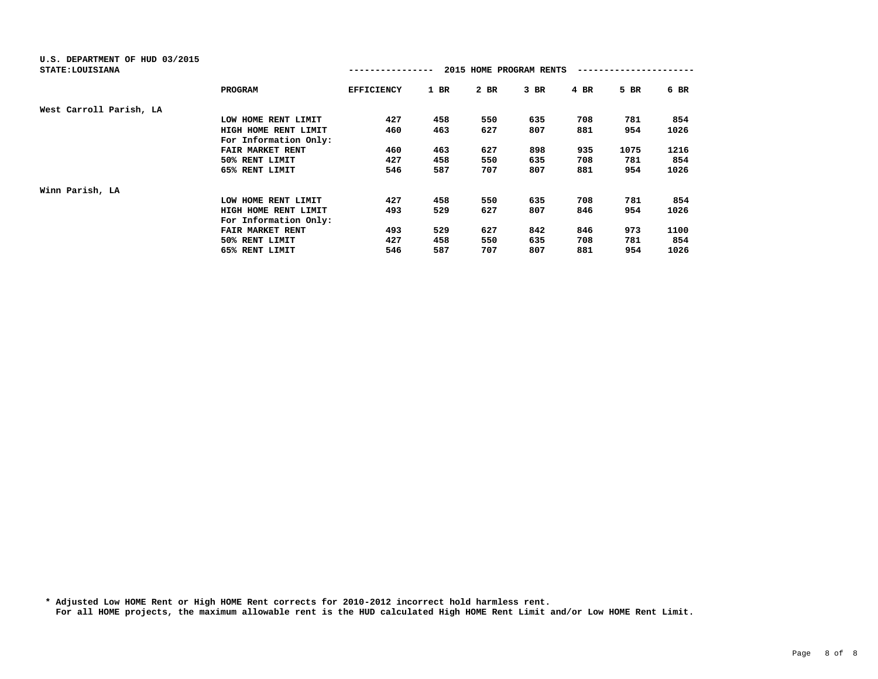U.S. DEPARTMENT OF HUD 03/2015
STATE:LOUISIANA

2015 HOME PROGRAM RENTS

| | PROGRAM | EFFICIENCY | 1 BR | 2 BR | 3 BR | 4 BR | 5 BR | 6 BR |
|---|---|---|---|---|---|---|---|---|
| West Carroll Parish, LA | | | | | | | | |
| | LOW HOME RENT LIMIT | 427 | 458 | 550 | 635 | 708 | 781 | 854 |
| | HIGH HOME RENT LIMIT | 460 | 463 | 627 | 807 | 881 | 954 | 1026 |
| | For Information Only: | | | | | | | |
| | FAIR MARKET RENT | 460 | 463 | 627 | 898 | 935 | 1075 | 1216 |
| | 50% RENT LIMIT | 427 | 458 | 550 | 635 | 708 | 781 | 854 |
| | 65% RENT LIMIT | 546 | 587 | 707 | 807 | 881 | 954 | 1026 |
| Winn Parish, LA | | | | | | | | |
| | LOW HOME RENT LIMIT | 427 | 458 | 550 | 635 | 708 | 781 | 854 |
| | HIGH HOME RENT LIMIT | 493 | 529 | 627 | 807 | 846 | 954 | 1026 |
| | For Information Only: | | | | | | | |
| | FAIR MARKET RENT | 493 | 529 | 627 | 842 | 846 | 973 | 1100 |
| | 50% RENT LIMIT | 427 | 458 | 550 | 635 | 708 | 781 | 854 |
| | 65% RENT LIMIT | 546 | 587 | 707 | 807 | 881 | 954 | 1026 |

* Adjusted Low HOME Rent or High HOME Rent corrects for 2010-2012 incorrect hold harmless rent.
For all HOME projects, the maximum allowable rent is the HUD calculated High HOME Rent Limit and/or Low HOME Rent Limit.